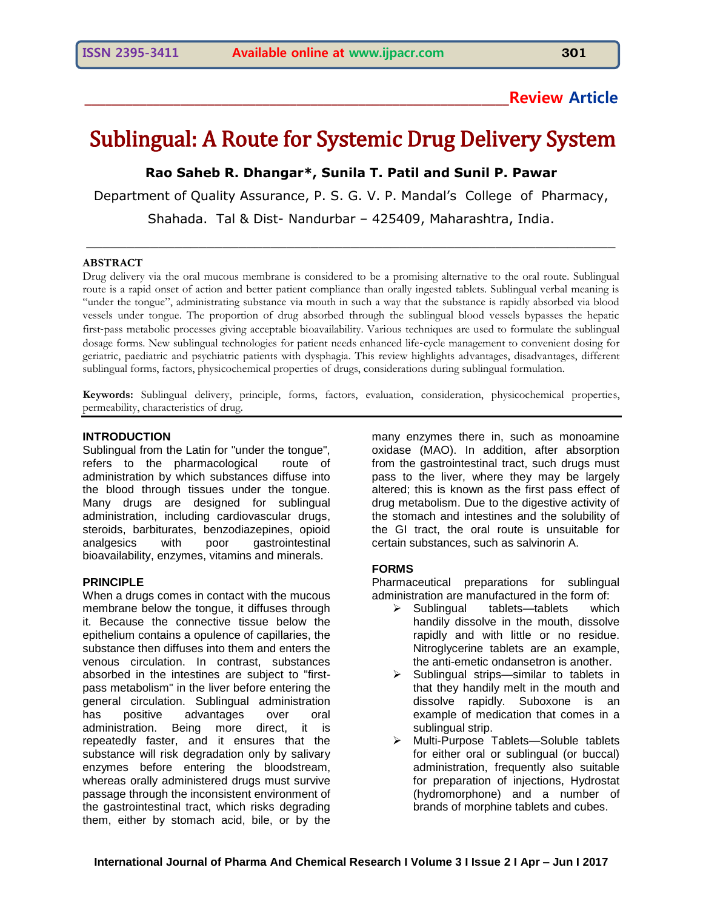**Review Article**

# Sublingual: A Route for Systemic Drug Delivery System

**Rao Saheb R. Dhangar*, Sunila T. Patil and Sunil P. Pawar**

Department of Quality Assurance, P. S. G. V. P. Mandal's College of Pharmacy, Shahada. Tal & Dist- Nandurbar – 425409, Maharashtra, India.

## ABSTRACT

Drug delivery via the oral mucous membrane is considered to be a promising alternative to the oral route. Sublingual route is a rapid onset of action and better patient compliance than orally ingested tablets. Sublingual verbal meaning is "under the tongue", administrating substance via mouth in such a way that the substance is rapidly absorbed via blood vessels under tongue. The proportion of drug absorbed through the sublingual blood vessels bypasses the hepatic first-pass metabolic processes giving acceptable bioavailability. Various techniques are used to formulate the sublingual dosage forms. New sublingual technologies for patient needs enhanced life-cycle management to convenient dosing for geriatric, paediatric and psychiatric patients with dysphagia. This review highlights advantages, disadvantages, different sublingual forms, factors, physicochemical properties of drugs, considerations during sublingual formulation.

**Keywords:** Sublingual delivery, principle, forms, factors, evaluation, consideration, physicochemical properties, permeability, characteristics of drug.

## INTRODUCTION

Sublingual from the Latin for "under the tongue", refers to the pharmacological route of administration by which substances diffuse into the blood through tissues under the tongue. Many drugs are designed for sublingual administration, including cardiovascular drugs, steroids, barbiturates, benzodiazepines, opioid analgesics with poor gastrointestinal bioavailability, enzymes, vitamins and minerals.

## PRINCIPLE

When a drugs comes in contact with the mucous membrane below the tongue, it diffuses through it. Because the connective tissue below the epithelium contains a opulence of capillaries, the substance then diffuses into them and enters the venous circulation. In contrast, substances absorbed in the intestines are subject to "first-pass metabolism" in the liver before entering the general circulation. Sublingual administration has positive advantages over oral administration. Being more direct, it is repeatedly faster, and it ensures that the substance will risk degradation only by salivary enzymes before entering the bloodstream, whereas orally administered drugs must survive passage through the inconsistent environment of the gastrointestinal tract, which risks degrading them, either by stomach acid, bile, or by the many enzymes there in, such as monoamine oxidase (MAO). In addition, after absorption from the gastrointestinal tract, such drugs must pass to the liver, where they may be largely altered; this is known as the first pass effect of drug metabolism. Due to the digestive activity of the stomach and intestines and the solubility of the GI tract, the oral route is unsuitable for certain substances, such as salvinorin A.

## FORMS

Pharmaceutical preparations for sublingual administration are manufactured in the form of:

- Sublingual tablets—tablets which handily dissolve in the mouth, dissolve rapidly and with little or no residue. Nitroglycerine tablets are an example, the anti-emetic ondansetron is another.
- Sublingual strips—similar to tablets in that they handily melt in the mouth and dissolve rapidly. Suboxone is an example of medication that comes in a sublingual strip.
- Multi-Purpose Tablets—Soluble tablets for either oral or sublingual (or buccal) administration, frequently also suitable for preparation of injections, Hydrostat (hydromorphone) and a number of brands of morphine tablets and cubes.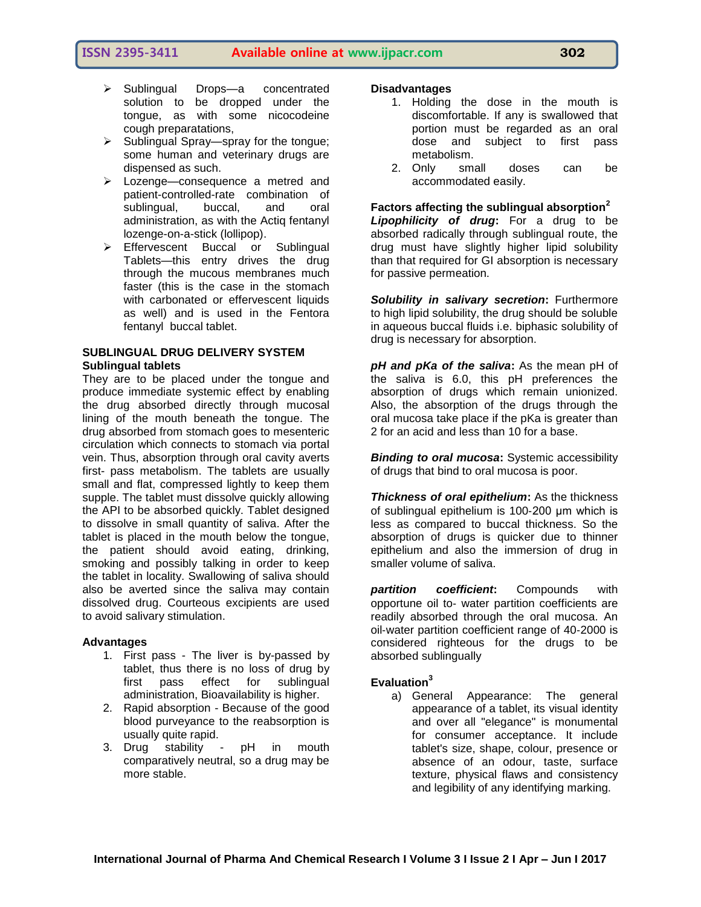- Sublingual Drops—a concentrated solution to be dropped under the tongue, as with some nicocodeine cough preparatations,
- Sublingual Spray—spray for the tongue; some human and veterinary drugs are dispensed as such.
- Lozenge—consequence a metred and patient-controlled-rate combination of sublingual, buccal, and oral administration, as with the Actiq fentanyl lozenge-on-a-stick (lollipop).
- Effervescent Buccal or Sublingual Tablets—this entry drives the drug through the mucous membranes much faster (this is the case in the stomach with carbonated or effervescent liquids as well) and is used in the Fentora fentanyl buccal tablet.

## SUBLINGUAL DRUG DELIVERY SYSTEM

### Sublingual tablets

They are to be placed under the tongue and produce immediate systemic effect by enabling the drug absorbed directly through mucosal lining of the mouth beneath the tongue. The drug absorbed from stomach goes to mesenteric circulation which connects to stomach via portal vein. Thus, absorption through oral cavity averts first- pass metabolism. The tablets are usually small and flat, compressed lightly to keep them supple. The tablet must dissolve quickly allowing the API to be absorbed quickly. Tablet designed to dissolve in small quantity of saliva. After the tablet is placed in the mouth below the tongue, the patient should avoid eating, drinking, smoking and possibly talking in order to keep the tablet in locality. Swallowing of saliva should also be averted since the saliva may contain dissolved drug. Courteous excipients are used to avoid salivary stimulation.

### Advantages

1. First pass - The liver is by-passed by tablet, thus there is no loss of drug by first pass effect for sublingual administration, Bioavailability is higher.
2. Rapid absorption - Because of the good blood purveyance to the reabsorption is usually quite rapid.
3. Drug stability - pH in mouth comparatively neutral, so a drug may be more stable.

### Disadvantages

1. Holding the dose in the mouth is discomfortable. If any is swallowed that portion must be regarded as an oral dose and subject to first pass metabolism.
2. Only small doses can be accommodated easily.

### Factors affecting the sublingual absorption[2]

***Lipophilicity of drug*:** For a drug to be absorbed radically through sublingual route, the drug must have slightly higher lipid solubility than that required for GI absorption is necessary for passive permeation.

***Solubility in salivary secretion*:** Furthermore to high lipid solubility, the drug should be soluble in aqueous buccal fluids i.e. biphasic solubility of drug is necessary for absorption.

***pH and pKa of the saliva*:** As the mean pH of the saliva is 6.0, this pH preferences the absorption of drugs which remain unionized. Also, the absorption of the drugs through the oral mucosa take place if the pKa is greater than 2 for an acid and less than 10 for a base.

***Binding to oral mucosa*:** Systemic accessibility of drugs that bind to oral mucosa is poor.

***Thickness of oral epithelium*:** As the thickness of sublingual epithelium is 100-200 μm which is less as compared to buccal thickness. So the absorption of drugs is quicker due to thinner epithelium and also the immersion of drug in smaller volume of saliva.

***partition coefficient*:** Compounds with opportune oil to- water partition coefficients are readily absorbed through the oral mucosa. An oil-water partition coefficient range of 40-2000 is considered righteous for the drugs to be absorbed sublingually

### Evaluation[3]

a) General Appearance: The general appearance of a tablet, its visual identity and over all "elegance" is monumental for consumer acceptance. It include tablet's size, shape, colour, presence or absence of an odour, taste, surface texture, physical flaws and consistency and legibility of any identifying marking.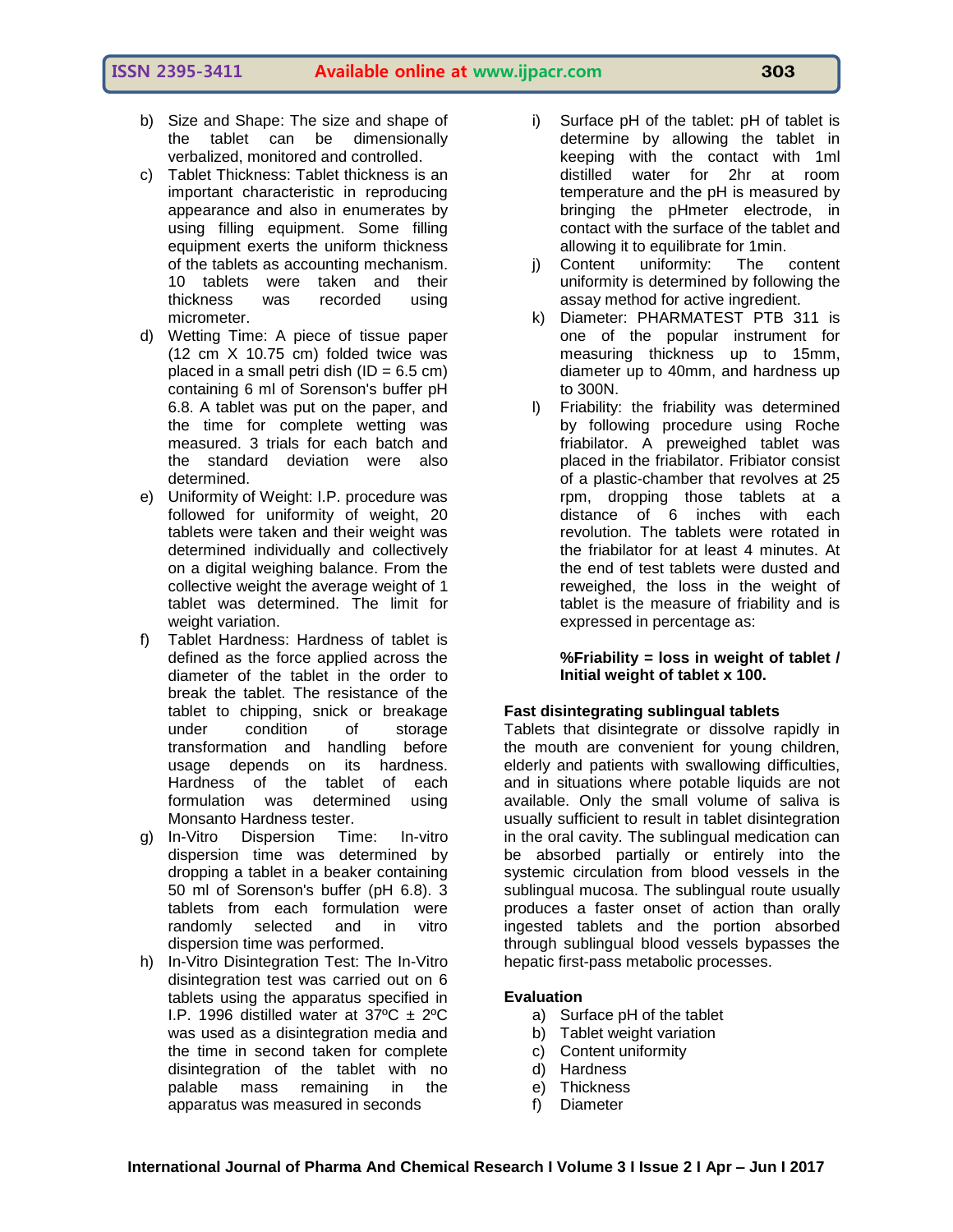b) Size and Shape: The size and shape of the tablet can be dimensionally verbalized, monitored and controlled.

c) Tablet Thickness: Tablet thickness is an important characteristic in reproducing appearance and also in enumerates by using filling equipment. Some filling equipment exerts the uniform thickness of the tablets as accounting mechanism. 10 tablets were taken and their thickness was recorded using micrometer.

d) Wetting Time: A piece of tissue paper (12 cm X 10.75 cm) folded twice was placed in a small petri dish (ID = 6.5 cm) containing 6 ml of Sorenson's buffer pH 6.8. A tablet was put on the paper, and the time for complete wetting was measured. 3 trials for each batch and the standard deviation were also determined.

e) Uniformity of Weight: I.P. procedure was followed for uniformity of weight, 20 tablets were taken and their weight was determined individually and collectively on a digital weighing balance. From the collective weight the average weight of 1 tablet was determined. The limit for weight variation.

f) Tablet Hardness: Hardness of tablet is defined as the force applied across the diameter of the tablet in the order to break the tablet. The resistance of the tablet to chipping, snick or breakage under condition of storage transformation and handling before usage depends on its hardness. Hardness of the tablet of each formulation was determined using Monsanto Hardness tester.

g) In-Vitro Dispersion Time: In-vitro dispersion time was determined by dropping a tablet in a beaker containing 50 ml of Sorenson's buffer (pH 6.8). 3 tablets from each formulation were randomly selected and in vitro dispersion time was performed.

h) In-Vitro Disintegration Test: The In-Vitro disintegration test was carried out on 6 tablets using the apparatus specified in I.P. 1996 distilled water at 37ºC ± 2ºC was used as a disintegration media and the time in second taken for complete disintegration of the tablet with no palable mass remaining in the apparatus was measured in seconds

i) Surface pH of the tablet: pH of tablet is determine by allowing the tablet in keeping with the contact with 1ml distilled water for 2hr at room temperature and the pH is measured by bringing the pHmeter electrode, in contact with the surface of the tablet and allowing it to equilibrate for 1min.

j) Content uniformity: The content uniformity is determined by following the assay method for active ingredient.

k) Diameter: PHARMATEST PTB 311 is one of the popular instrument for measuring thickness up to 15mm, diameter up to 40mm, and hardness up to 300N.

l) Friability: the friability was determined by following procedure using Roche friabilator. A preweighed tablet was placed in the friabilator. Fribiator consist of a plastic-chamber that revolves at 25 rpm, dropping those tablets at a distance of 6 inches with each revolution. The tablets were rotated in the friabilator for at least 4 minutes. At the end of test tablets were dusted and reweighed, the loss in the weight of tablet is the measure of friability and is expressed in percentage as:

**%Friability = loss in weight of tablet / Initial weight of tablet x 100.**

**Fast disintegrating sublingual tablets**

Tablets that disintegrate or dissolve rapidly in the mouth are convenient for young children, elderly and patients with swallowing difficulties, and in situations where potable liquids are not available. Only the small volume of saliva is usually sufficient to result in tablet disintegration in the oral cavity. The sublingual medication can be absorbed partially or entirely into the systemic circulation from blood vessels in the sublingual mucosa. The sublingual route usually produces a faster onset of action than orally ingested tablets and the portion absorbed through sublingual blood vessels bypasses the hepatic first-pass metabolic processes.

**Evaluation**

a) Surface pH of the tablet
b) Tablet weight variation
c) Content uniformity
d) Hardness
e) Thickness
f) Diameter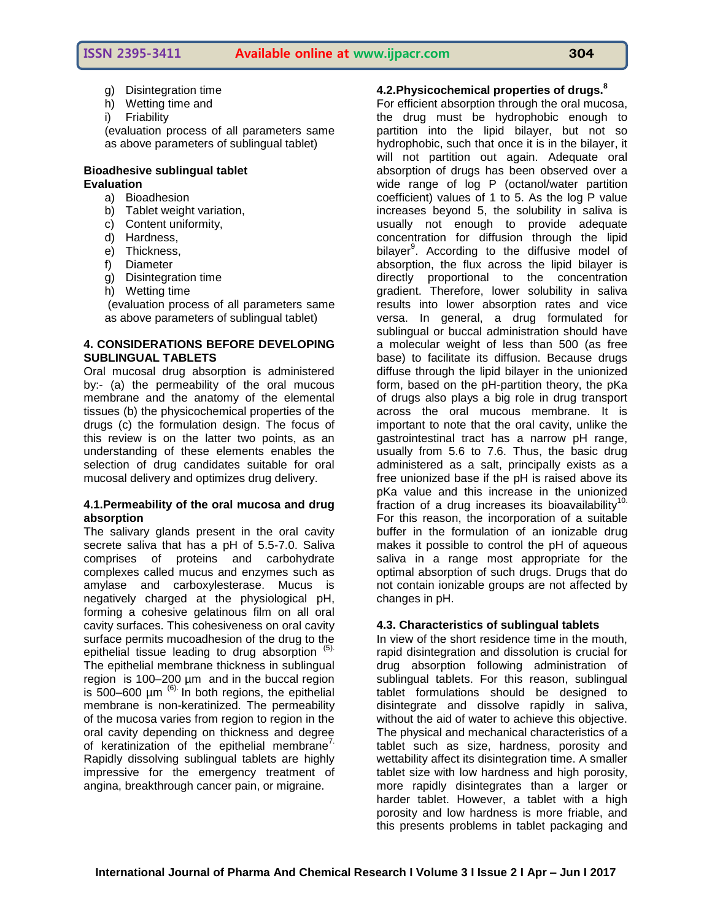g) Disintegration time
h) Wetting time and
i) Friability

(evaluation process of all parameters same as above parameters of sublingual tablet)

**Bioadhesive sublingual tablet**
**Evaluation**

a) Bioadhesion
b) Tablet weight variation,
c) Content uniformity,
d) Hardness,
e) Thickness,
f) Diameter
g) Disintegration time
h) Wetting time

(evaluation process of all parameters same as above parameters of sublingual tablet)

## 4. CONSIDERATIONS BEFORE DEVELOPING SUBLINGUAL TABLETS

Oral mucosal drug absorption is administered by:- (a) the permeability of the oral mucous membrane and the anatomy of the elemental tissues (b) the physicochemical properties of the drugs (c) the formulation design. The focus of this review is on the latter two points, as an understanding of these elements enables the selection of drug candidates suitable for oral mucosal delivery and optimizes drug delivery.

### 4.1.Permeability of the oral mucosa and drug absorption

The salivary glands present in the oral cavity secrete saliva that has a pH of 5.5-7.0. Saliva comprises of proteins and carbohydrate complexes called mucus and enzymes such as amylase and carboxylesterase. Mucus is negatively charged at the physiological pH, forming a cohesive gelatinous film on all oral cavity surfaces. This cohesiveness on oral cavity surface permits mucoadhesion of the drug to the epithelial tissue leading to drug absorption [(5).] The epithelial membrane thickness in sublingual region is 100–200 µm and in the buccal region is 500–600 µm [(6).] In both regions, the epithelial membrane is non-keratinized. The permeability of the mucosa varies from region to region in the oral cavity depending on thickness and degree of keratinization of the epithelial membrane[7.] Rapidly dissolving sublingual tablets are highly impressive for the emergency treatment of angina, breakthrough cancer pain, or migraine.

### 4.2.Physicochemical properties of drugs.[8]

For efficient absorption through the oral mucosa, the drug must be hydrophobic enough to partition into the lipid bilayer, but not so hydrophobic, such that once it is in the bilayer, it will not partition out again. Adequate oral absorption of drugs has been observed over a wide range of log P (octanol/water partition coefficient) values of 1 to 5. As the log P value increases beyond 5, the solubility in saliva is usually not enough to provide adequate concentration for diffusion through the lipid bilayer[9]. According to the diffusive model of absorption, the flux across the lipid bilayer is directly proportional to the concentration gradient. Therefore, lower solubility in saliva results into lower absorption rates and vice versa. In general, a drug formulated for sublingual or buccal administration should have a molecular weight of less than 500 (as free base) to facilitate its diffusion. Because drugs diffuse through the lipid bilayer in the unionized form, based on the pH-partition theory, the pKa of drugs also plays a big role in drug transport across the oral mucous membrane. It is important to note that the oral cavity, unlike the gastrointestinal tract has a narrow pH range, usually from 5.6 to 7.6. Thus, the basic drug administered as a salt, principally exists as a free unionized base if the pH is raised above its pKa value and this increase in the unionized fraction of a drug increases its bioavailability[10.] For this reason, the incorporation of a suitable buffer in the formulation of an ionizable drug makes it possible to control the pH of aqueous saliva in a range most appropriate for the optimal absorption of such drugs. Drugs that do not contain ionizable groups are not affected by changes in pH.

### 4.3. Characteristics of sublingual tablets

In view of the short residence time in the mouth, rapid disintegration and dissolution is crucial for drug absorption following administration of sublingual tablets. For this reason, sublingual tablet formulations should be designed to disintegrate and dissolve rapidly in saliva, without the aid of water to achieve this objective. The physical and mechanical characteristics of a tablet such as size, hardness, porosity and wettability affect its disintegration time. A smaller tablet size with low hardness and high porosity, more rapidly disintegrates than a larger or harder tablet. However, a tablet with a high porosity and low hardness is more friable, and this presents problems in tablet packaging and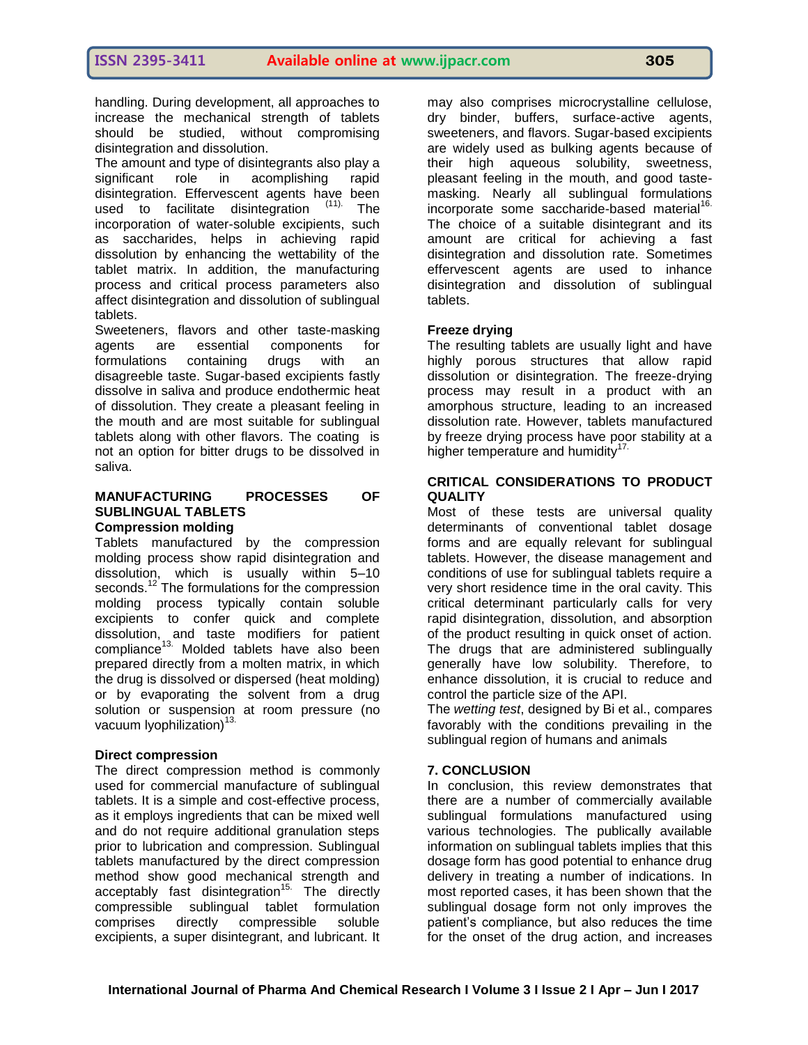handling. During development, all approaches to increase the mechanical strength of tablets should be studied, without compromising disintegration and dissolution.

The amount and type of disintegrants also play a significant role in acomplishing rapid disintegration. Effervescent agents have been used to facilitate disintegration [11]. The incorporation of water-soluble excipients, such as saccharides, helps in achieving rapid dissolution by enhancing the wettability of the tablet matrix. In addition, the manufacturing process and critical process parameters also affect disintegration and dissolution of sublingual tablets.

Sweeteners, flavors and other taste-masking agents are essential components for formulations containing drugs with an disagreeble taste. Sugar-based excipients fastly dissolve in saliva and produce endothermic heat of dissolution. They create a pleasant feeling in the mouth and are most suitable for sublingual tablets along with other flavors. The coating is not an option for bitter drugs to be dissolved in saliva.

## MANUFACTURING PROCESSES OF SUBLINGUAL TABLETS

### Compression molding

Tablets manufactured by the compression molding process show rapid disintegration and dissolution, which is usually within 5–10 seconds.[12] The formulations for the compression molding process typically contain soluble excipients to confer quick and complete dissolution, and taste modifiers for patient compliance[13]. Molded tablets have also been prepared directly from a molten matrix, in which the drug is dissolved or dispersed (heat molding) or by evaporating the solvent from a drug solution or suspension at room pressure (no vacuum lyophilization)[13].

### Direct compression

The direct compression method is commonly used for commercial manufacture of sublingual tablets. It is a simple and cost-effective process, as it employs ingredients that can be mixed well and do not require additional granulation steps prior to lubrication and compression. Sublingual tablets manufactured by the direct compression method show good mechanical strength and acceptably fast disintegration[15]. The directly compressible sublingual tablet formulation comprises directly compressible soluble excipients, a super disintegrant, and lubricant. It may also comprises microcrystalline cellulose, dry binder, buffers, surface-active agents, sweeteners, and flavors. Sugar-based excipients are widely used as bulking agents because of their high aqueous solubility, sweetness, pleasant feeling in the mouth, and good taste-masking. Nearly all sublingual formulations incorporate some saccharide-based material[16]. The choice of a suitable disintegrant and its amount are critical for achieving a fast disintegration and dissolution rate. Sometimes effervescent agents are used to inhance disintegration and dissolution of sublingual tablets.

### Freeze drying

The resulting tablets are usually light and have highly porous structures that allow rapid dissolution or disintegration. The freeze-drying process may result in a product with an amorphous structure, leading to an increased dissolution rate. However, tablets manufactured by freeze drying process have poor stability at a higher temperature and humidity[17].

## CRITICAL CONSIDERATIONS TO PRODUCT QUALITY

Most of these tests are universal quality determinants of conventional tablet dosage forms and are equally relevant for sublingual tablets. However, the disease management and conditions of use for sublingual tablets require a very short residence time in the oral cavity. This critical determinant particularly calls for very rapid disintegration, dissolution, and absorption of the product resulting in quick onset of action. The drugs that are administered sublingually generally have low solubility. Therefore, to enhance dissolution, it is crucial to reduce and control the particle size of the API.

The *wetting test*, designed by Bi et al., compares favorably with the conditions prevailing in the sublingual region of humans and animals

## 7. CONCLUSION

In conclusion, this review demonstrates that there are a number of commercially available sublingual formulations manufactured using various technologies. The publically available information on sublingual tablets implies that this dosage form has good potential to enhance drug delivery in treating a number of indications. In most reported cases, it has been shown that the sublingual dosage form not only improves the patient's compliance, but also reduces the time for the onset of the drug action, and increases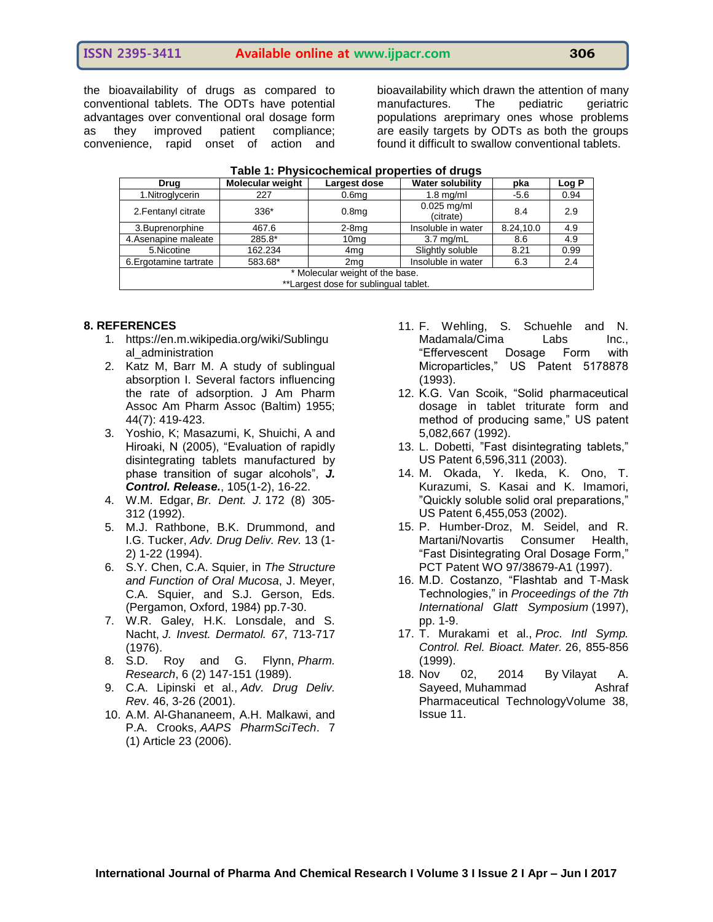the bioavailability of drugs as compared to conventional tablets. The ODTs have potential advantages over conventional oral dosage form as they improved patient compliance; convenience, rapid onset of action and bioavailability which drawn the attention of many manufactures. The pediatric geriatric populations areprimary ones whose problems are easily targets by ODTs as both the groups found it difficult to swallow conventional tablets.

**Table 1: Physicochemical properties of drugs**

| Drug | Molecular weight | Largest dose | Water solubility | pka | Log P |
|---|---|---|---|---|---|
| 1.Nitroglycerin | 227 | 0.6mg | 1.8 mg/ml | -5.6 | 0.94 |
| 2.Fentanyl citrate | 336* | 0.8mg | 0.025 mg/ml (citrate) | 8.4 | 2.9 |
| 3.Buprenorphine | 467.6 | 2-8mg | Insoluble in water | 8.24,10.0 | 4.9 |
| 4.Asenapine maleate | 285.8* | 10mg | 3.7 mg/mL | 8.6 | 4.9 |
| 5.Nicotine | 162.234 | 4mg | Slightly soluble | 8.21 | 0.99 |
| 6.Ergotamine tartrate | 583.68* | 2mg | Insoluble in water | 6.3 | 2.4 |

\* Molecular weight of the base.
**Largest dose for sublingual tablet.

## 8. REFERENCES

1. https://en.m.wikipedia.org/wiki/Sublingual_administration
2. Katz M, Barr M. A study of sublingual absorption I. Several factors influencing the rate of adsorption. J Am Pharm Assoc Am Pharm Assoc (Baltim) 1955; 44(7): 419-423.
3. Yoshio, K; Masazumi, K, Shuichi, A and Hiroaki, N (2005), "Evaluation of rapidly disintegrating tablets manufactured by phase transition of sugar alcohols", ***J. Control. Release.***, 105(1-2), 16-22.
4. W.M. Edgar, *Br. Dent. J.* 172 (8) 305-312 (1992).
5. M.J. Rathbone, B.K. Drummond, and I.G. Tucker, *Adv. Drug Deliv. Rev.* 13 (1-2) 1-22 (1994).
6. S.Y. Chen, C.A. Squier, in *The Structure and Function of Oral Mucosa*, J. Meyer, C.A. Squier, and S.J. Gerson, Eds. (Pergamon, Oxford, 1984) pp.7-30.
7. W.R. Galey, H.K. Lonsdale, and S. Nacht, *J. Invest. Dermatol. 67*, 713-717 (1976).
8. S.D. Roy and G. Flynn, *Pharm. Research*, 6 (2) 147-151 (1989).
9. C.A. Lipinski et al., *Adv. Drug Deliv. Rev*. 46, 3-26 (2001).
10. A.M. Al-Ghananeem, A.H. Malkawi, and P.A. Crooks, *AAPS PharmSciTech*. 7 (1) Article 23 (2006).
11. F. Wehling, S. Schuehle and N. Madamala/Cima Labs Inc., "Effervescent Dosage Form with Microparticles," US Patent 5178878 (1993).
12. K.G. Van Scoik, "Solid pharmaceutical dosage in tablet triturate form and method of producing same," US patent 5,082,667 (1992).
13. L. Dobetti, "Fast disintegrating tablets," US Patent 6,596,311 (2003).
14. M. Okada, Y. Ikeda, K. Ono, T. Kurazumi, S. Kasai and K. Imamori, "Quickly soluble solid oral preparations," US Patent 6,455,053 (2002).
15. P. Humber-Droz, M. Seidel, and R. Martani/Novartis Consumer Health, "Fast Disintegrating Oral Dosage Form," PCT Patent WO 97/38679-A1 (1997).
16. M.D. Costanzo, "Flashtab and T-Mask Technologies," in *Proceedings of the 7th International Glatt Symposium* (1997), pp. 1-9.
17. T. Murakami et al., *Proc. Intl Symp. Control. Rel. Bioact. Mater.* 26, 855-856 (1999).
18. Nov 02, 2014 By Vilayat A. Sayeed, Muhammad Ashraf Pharmaceutical TechnologyVolume 38, Issue 11.